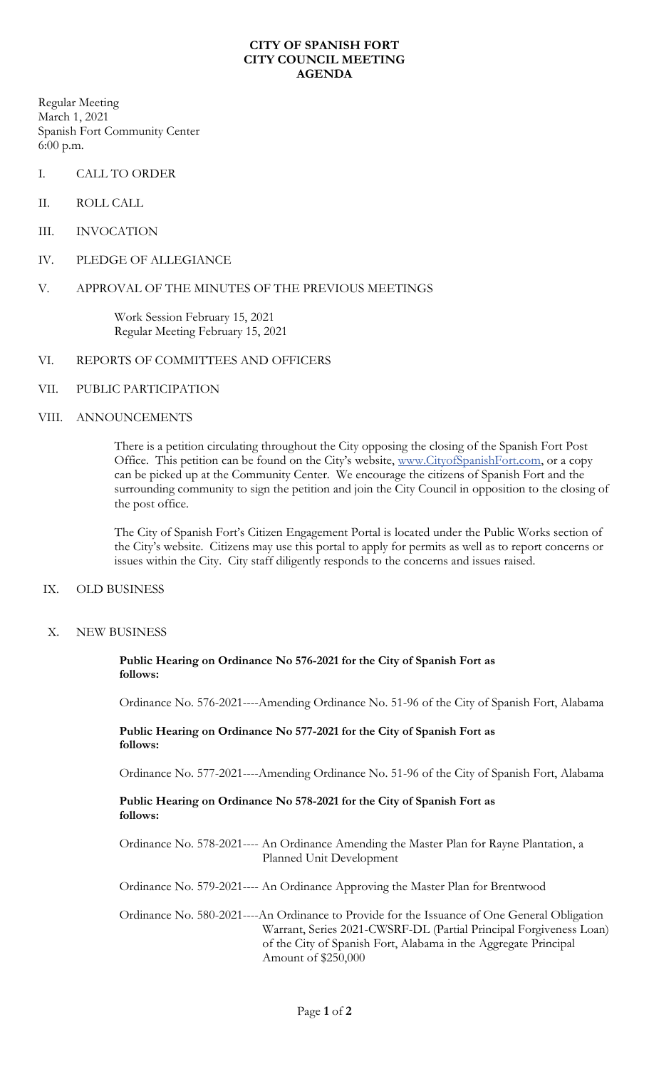# CITY OF SPANISH FORT
# CITY COUNCIL MEETING
# AGENDA

Regular Meeting
March 1, 2021
Spanish Fort Community Center
6:00 p.m.

I. CALL TO ORDER

II. ROLL CALL

III. INVOCATION

IV. PLEDGE OF ALLEGIANCE

V. APPROVAL OF THE MINUTES OF THE PREVIOUS MEETINGS

Work Session February 15, 2021
Regular Meeting February 15, 2021

VI. REPORTS OF COMMITTEES AND OFFICERS

VII. PUBLIC PARTICIPATION

VIII. ANNOUNCEMENTS

There is a petition circulating throughout the City opposing the closing of the Spanish Fort Post Office. This petition can be found on the City's website, www.CityofSpanishFort.com, or a copy can be picked up at the Community Center. We encourage the citizens of Spanish Fort and the surrounding community to sign the petition and join the City Council in opposition to the closing of the post office.

The City of Spanish Fort's Citizen Engagement Portal is located under the Public Works section of the City's website. Citizens may use this portal to apply for permits as well as to report concerns or issues within the City. City staff diligently responds to the concerns and issues raised.

IX. OLD BUSINESS

X. NEW BUSINESS

**Public Hearing on Ordinance No 576-2021 for the City of Spanish Fort as follows:**

Ordinance No. 576-2021----Amending Ordinance No. 51-96 of the City of Spanish Fort, Alabama

**Public Hearing on Ordinance No 577-2021 for the City of Spanish Fort as follows:**

Ordinance No. 577-2021----Amending Ordinance No. 51-96 of the City of Spanish Fort, Alabama

**Public Hearing on Ordinance No 578-2021 for the City of Spanish Fort as follows:**

Ordinance No. 578-2021---- An Ordinance Amending the Master Plan for Rayne Plantation, a Planned Unit Development

Ordinance No. 579-2021---- An Ordinance Approving the Master Plan for Brentwood

Ordinance No. 580-2021----An Ordinance to Provide for the Issuance of One General Obligation Warrant, Series 2021-CWSRF-DL (Partial Principal Forgiveness Loan) of the City of Spanish Fort, Alabama in the Aggregate Principal Amount of $250,000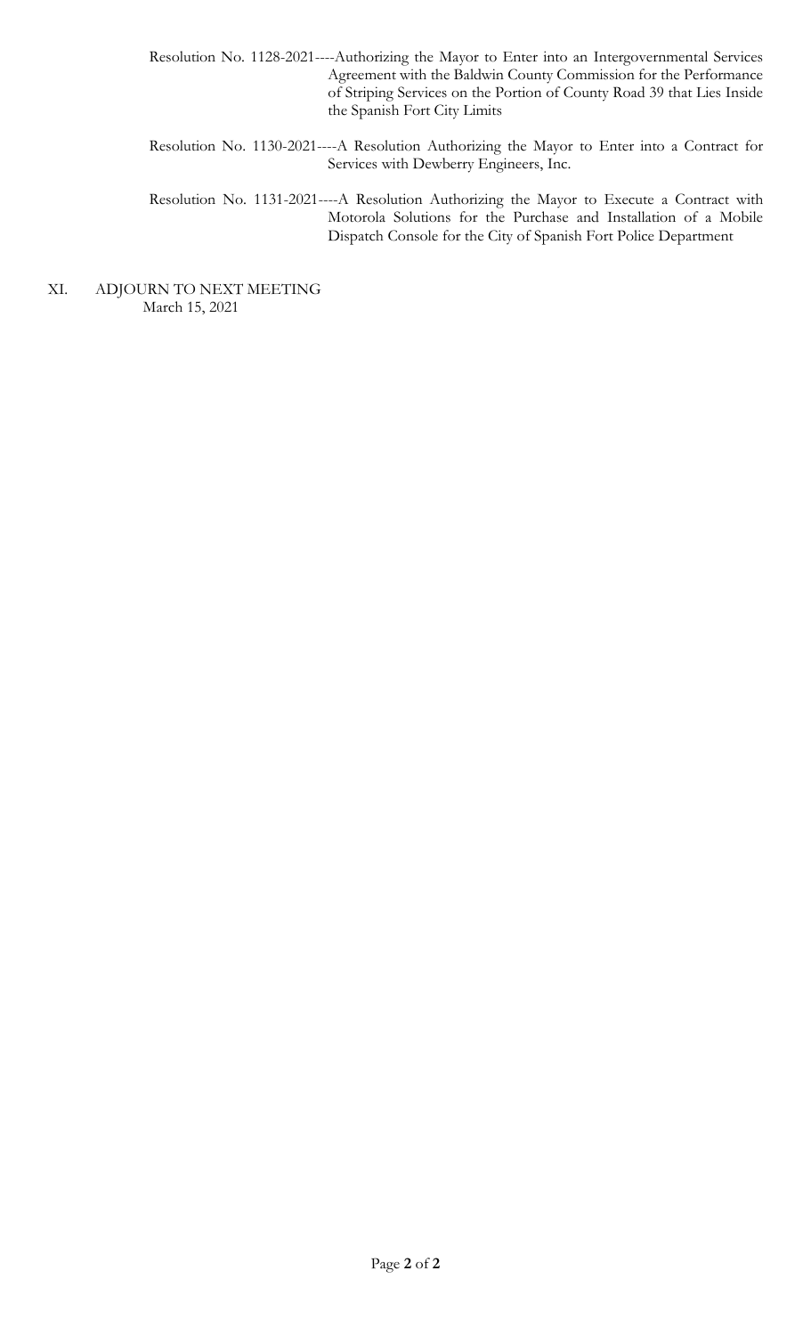Resolution No. 1128-2021----Authorizing the Mayor to Enter into an Intergovernmental Services Agreement with the Baldwin County Commission for the Performance of Striping Services on the Portion of County Road 39 that Lies Inside the Spanish Fort City Limits

Resolution No. 1130-2021----A Resolution Authorizing the Mayor to Enter into a Contract for Services with Dewberry Engineers, Inc.

Resolution No. 1131-2021----A Resolution Authorizing the Mayor to Execute a Contract with Motorola Solutions for the Purchase and Installation of a Mobile Dispatch Console for the City of Spanish Fort Police Department

XI. ADJOURN TO NEXT MEETING
March 15, 2021